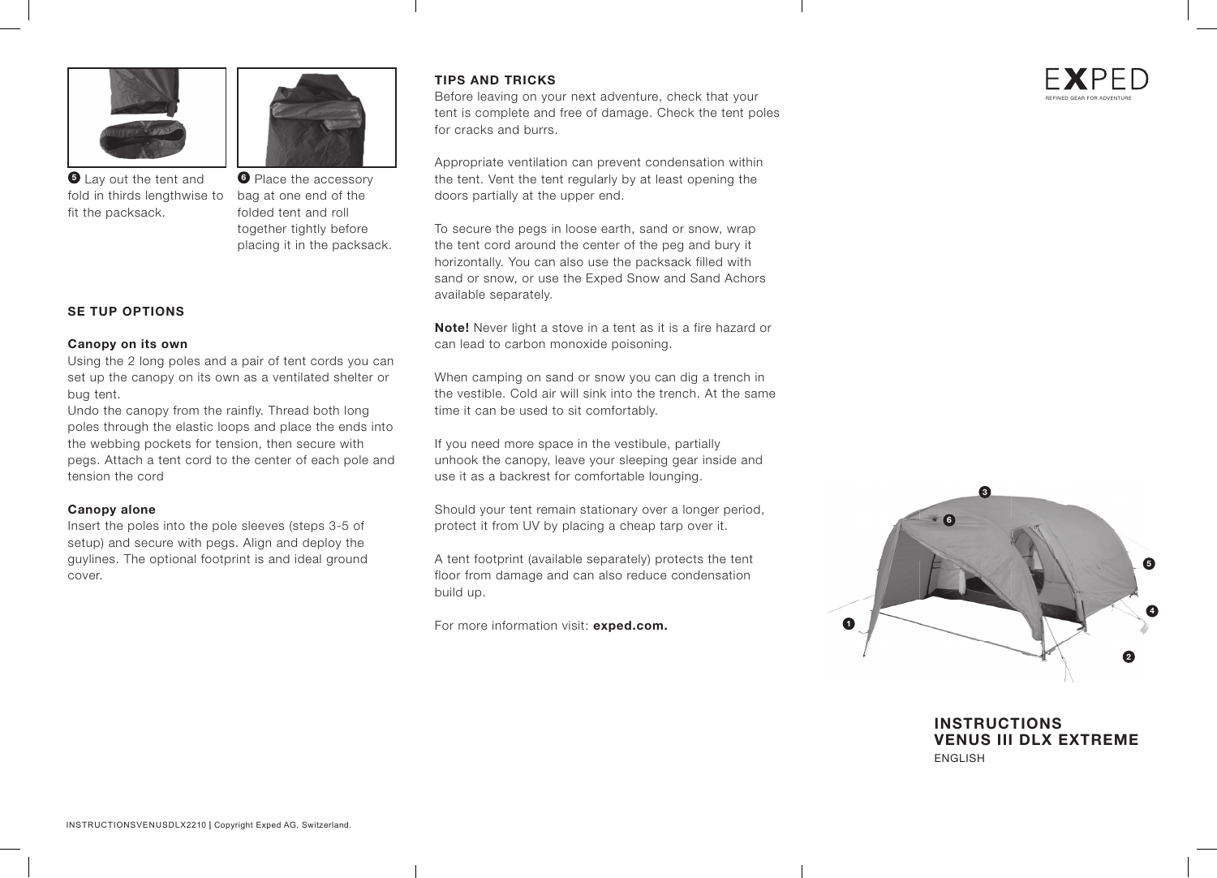5 Lay out the tent and fold in thirds lengthwise to fit the packsack.

6 Place the accessory bag at one end of the folded tent and roll together tightly before placing it in the packsack.

## SE TUP OPTIONS

**Canopy on its own**

Using the 2 long poles and a pair of tent cords you can set up the canopy on its own as a ventilated shelter or bug tent.

Undo the canopy from the rainfly. Thread both long poles through the elastic loops and place the ends into the webbing pockets for tension, then secure with pegs. Attach a tent cord to the center of each pole and tension the cord

**Canopy alone**

Insert the poles into the pole sleeves (steps 3-5 of setup) and secure with pegs. Align and deploy the guylines. The optional footprint is and ideal ground cover.

## TIPS AND TRICKS

Before leaving on your next adventure, check that your tent is complete and free of damage. Check the tent poles for cracks and burrs.

Appropriate ventilation can prevent condensation within the tent. Vent the tent regularly by at least opening the doors partially at the upper end.

To secure the pegs in loose earth, sand or snow, wrap the tent cord around the center of the peg and bury it horizontally. You can also use the packsack filled with sand or snow, or use the Exped Snow and Sand Achors available separately.

**Note!** Never light a stove in a tent as it is a fire hazard or can lead to carbon monoxide poisoning.

When camping on sand or snow you can dig a trench in the vestible. Cold air will sink into the trench. At the same time it can be used to sit comfortably.

If you need more space in the vestibule, partially unhook the canopy, leave your sleeping gear inside and use it as a backrest for comfortable lounging.

Should your tent remain stationary over a longer period, protect it from UV by placing a cheap tarp over it.

A tent footprint (available separately) protects the tent floor from damage and can also reduce condensation build up.

For more information visit: **exped.com.**

EXPED
REFINED GEAR FOR ADVENTURE

# INSTRUCTIONS
# VENUS III DLX EXTREME
ENGLISH

INSTRUCTIONSVENUSDLX2210 | Copyright Exped AG, Switzerland.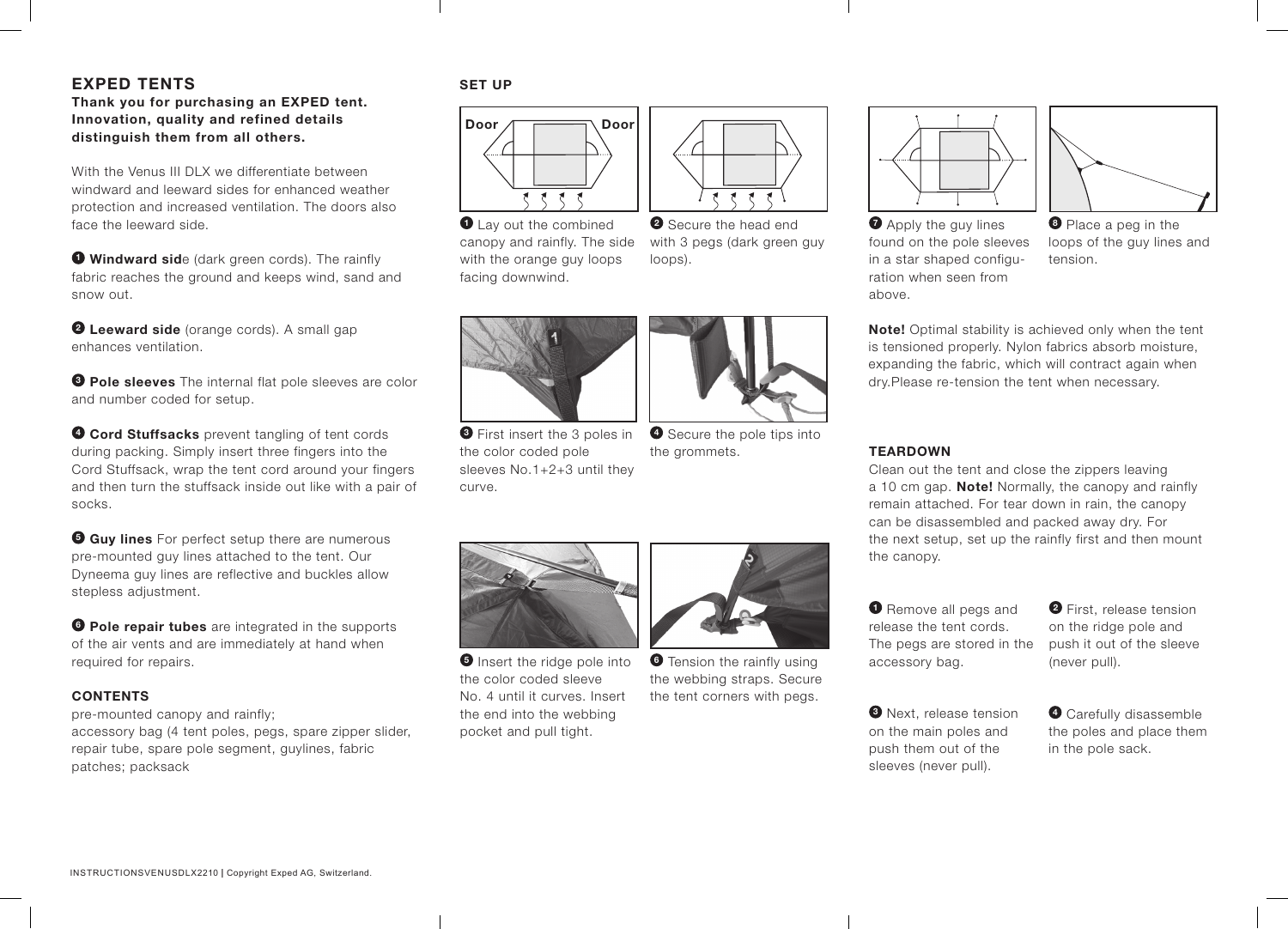## EXPED TENTS

**Thank you for purchasing an EXPED tent. Innovation, quality and refined details distinguish them from all others.**

With the Venus III DLX we differentiate between windward and leeward sides for enhanced weather protection and increased ventilation. The doors also face the leeward side.

❶ **Windward sid**e (dark green cords). The rainfly fabric reaches the ground and keeps wind, sand and snow out.

❷ **Leeward side** (orange cords). A small gap enhances ventilation.

❸ **Pole sleeves** The internal flat pole sleeves are color and number coded for setup.

❹ **Cord Stuffsacks** prevent tangling of tent cords during packing. Simply insert three fingers into the Cord Stuffsack, wrap the tent cord around your fingers and then turn the stuffsack inside out like with a pair of socks.

❺ **Guy lines** For perfect setup there are numerous pre-mounted guy lines attached to the tent. Our Dyneema guy lines are reflective and buckles allow stepless adjustment.

❻ **Pole repair tubes** are integrated in the supports of the air vents and are immediately at hand when required for repairs.

### CONTENTS

pre-mounted canopy and rainfly;
accessory bag (4 tent poles, pegs, spare zipper slider, repair tube, spare pole segment, guylines, fabric patches; packsack

### SET UP

Door

Door

❶ Lay out the combined canopy and rainfly. The side with the orange guy loops facing downwind.

❷ Secure the head end with 3 pegs (dark green guy loops).

❸ First insert the 3 poles in the color coded pole sleeves No.1+2+3 until they curve.

❹ Secure the pole tips into the grommets.

❺ Insert the ridge pole into the color coded sleeve No. 4 until it curves. Insert the end into the webbing pocket and pull tight.

❻ Tension the rainfly using the webbing straps. Secure the tent corners with pegs.

❼ Apply the guy lines found on the pole sleeves in a star shaped configuration when seen from above.

❽ Place a peg in the loops of the guy lines and tension.

**Note!** Optimal stability is achieved only when the tent is tensioned properly. Nylon fabrics absorb moisture, expanding the fabric, which will contract again when dry.Please re-tension the tent when necessary.

### TEARDOWN

Clean out the tent and close the zippers leaving a 10 cm gap. **Note!** Normally, the canopy and rainfly remain attached. For tear down in rain, the canopy can be disassembled and packed away dry. For the next setup, set up the rainfly first and then mount the canopy.

❶ Remove all pegs and release the tent cords. The pegs are stored in the accessory bag.

❷ First, release tension on the ridge pole and push it out of the sleeve (never pull).

❸ Next, release tension on the main poles and push them out of the sleeves (never pull).

❹ Carefully disassemble the poles and place them in the pole sack.

INSTRUCTIONSVENUSDLX2210 | Copyright Exped AG, Switzerland.